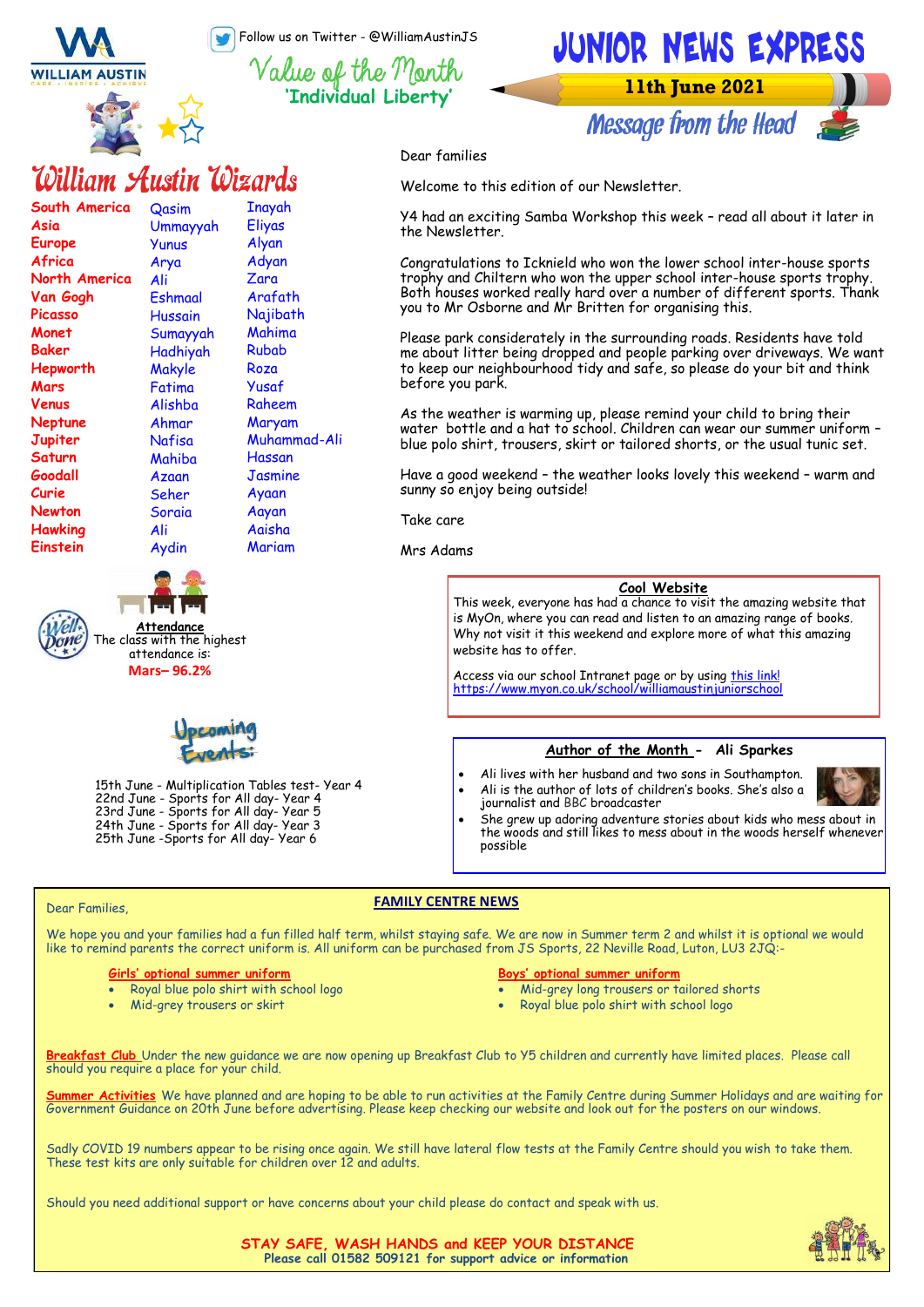Follow us on Twitter - @WilliamAustinJS

# JUNIOR NEWS EXPRESS

**11th June 2021**

Value of the Month
**'Individual Liberty'**

## William Austin Wizards

| | | |
|---|---|---|
| South America | Qasim | Inayah |
| Asia | Ummayyah | Eliyas |
| Europe | Yunus | Alyan |
| Africa | Arya | Adyan |
| North America | Ali | Zara |
| Van Gogh | Eshmaal | Arafath |
| Picasso | Hussain | Najibath |
| Monet | Sumayyah | Mahima |
| Baker | Hadhiyah | Rubab |
| Hepworth | Makyle | Roza |
| Mars | Fatima | Yusaf |
| Venus | Alishba | Raheem |
| Neptune | Ahmar | Maryam |
| Jupiter | Nafisa | Muhammad-Ali |
| Saturn | Mahiba | Hassan |
| Goodall | Azaan | Jasmine |
| Curie | Seher | Ayaan |
| Newton | Soraia | Aayan |
| Hawking | Ali | Aaisha |
| Einstein | Aydin | Mariam |

## Message from the Head

Dear families

Welcome to this edition of our Newsletter.

Y4 had an exciting Samba Workshop this week – read all about it later in the Newsletter.

Congratulations to Icknield who won the lower school inter-house sports trophy and Chiltern who won the upper school inter-house sports trophy. Both houses worked really hard over a number of different sports. Thank you to Mr Osborne and Mr Britten for organising this.

Please park considerately in the surrounding roads. Residents have told me about litter being dropped and people parking over driveways. We want to keep our neighbourhood tidy and safe, so please do your bit and think before you park.

As the weather is warming up, please remind your child to bring their water bottle and a hat to school. Children can wear our summer uniform – blue polo shirt, trousers, skirt or tailored shorts, or the usual tunic set.

Have a good weekend – the weather looks lovely this weekend – warm and sunny so enjoy being outside!

Take care

Mrs Adams

### Attendance

Well Done! The class with the highest attendance is:

**Mars– 96.2%**

### Cool Website

This week, everyone has had a chance to visit the amazing website that is MyOn, where you can read and listen to an amazing range of books. Why not visit it this weekend and explore more of what this amazing website has to offer.

Access via our school Intranet page or by using this link! https://www.myon.co.uk/school/williamaustinjuniorschool

### Upcoming Events:

15th June - Multiplication Tables test- Year 4
22nd June - Sports for All day- Year 4
23rd June - Sports for All day- Year 5
24th June - Sports for All day- Year 3
25th June -Sports for All day- Year 6

### Author of the Month - Ali Sparkes

- Ali lives with her husband and two sons in Southampton.
- Ali is the author of lots of children's books. She's also a journalist and BBC broadcaster
- She grew up adoring adventure stories about kids who mess about in the woods and still likes to mess about in the woods herself whenever possible

## FAMILY CENTRE NEWS

Dear Families,

We hope you and your families had a fun filled half term, whilst staying safe. We are now in Summer term 2 and whilst it is optional we would like to remind parents the correct uniform is. All uniform can be purchased from JS Sports, 22 Neville Road, Luton, LU3 2JQ:-

**Girls' optional summer uniform**

- Royal blue polo shirt with school logo
- Mid-grey trousers or skirt

**Boys' optional summer uniform**

- Mid-grey long trousers or tailored shorts
- Royal blue polo shirt with school logo

**Breakfast Club** Under the new guidance we are now opening up Breakfast Club to Y5 children and currently have limited places. Please call should you require a place for your child.

**Summer Activities** We have planned and are hoping to be able to run activities at the Family Centre during Summer Holidays and are waiting for Government Guidance on 20th June before advertising. Please keep checking our website and look out for the posters on our windows.

Sadly COVID 19 numbers appear to be rising once again. We still have lateral flow tests at the Family Centre should you wish to take them. These test kits are only suitable for children over 12 and adults.

Should you need additional support or have concerns about your child please do contact and speak with us.

**STAY SAFE, WASH HANDS and KEEP YOUR DISTANCE**
**Please call 01582 509121 for support advice or information**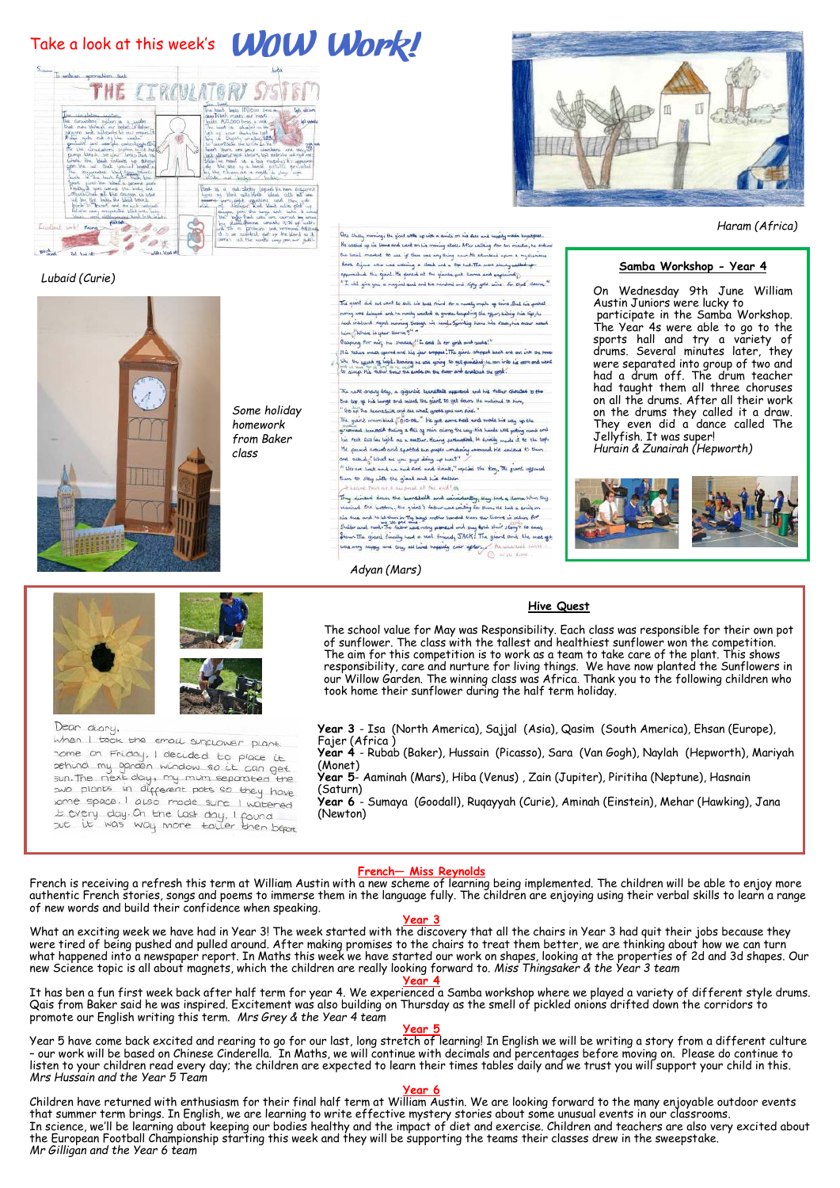# Take a look at this week's WOW Work!

Lubaid (Curie)

Haram (Africa)

Some holiday homework from Baker class

Adyan (Mars)

## Samba Workshop - Year 4

On Wednesday 9th June William Austin Juniors were lucky to participate in the Samba Workshop. The Year 4s were able to go to the sports hall and try a variety of drums. Several minutes later, they were separated into group of two and had a drum off. The drum teacher had taught them all three choruses on all the drums. After all their work on the drums they called it a draw. They even did a dance called The Jellyfish. It was super!

*Hurain & Zunairah (Hepworth)*

## Hive Quest

The school value for May was Responsibility. Each class was responsible for their own pot of sunflower. The class with the tallest and healthiest sunflower won the competition. The aim for this competition is to work as a team to take care of the plant. This shows responsibility, care and nurture for living things. We have now planted the Sunflowers in our Willow Garden. The winning class was Africa. Thank you to the following children who took home their sunflower during the half term holiday.

**Year 3** - Isa (North America), Sajjal (Asia), Qasim (South America), Ehsan (Europe), Fajer (Africa )

**Year 4** - Rubab (Baker), Hussain (Picasso), Sara (Van Gogh), Naylah (Hepworth), Mariyah (Monet)

**Year 5**- Aaminah (Mars), Hiba (Venus) , Zain (Jupiter), Piritiha (Neptune), Hasnain (Saturn)

**Year 6** - Sumaya (Goodall), Ruqayyah (Curie), Aminah (Einstein), Mehar (Hawking), Jana (Newton)

## French— Miss Reynolds

French is receiving a refresh this term at William Austin with a new scheme of learning being implemented. The children will be able to enjoy more authentic French stories, songs and poems to immerse them in the language fully. The children are enjoying using their verbal skills to learn a range of new words and build their confidence when speaking.

## Year 3

What an exciting week we have had in Year 3! The week started with the discovery that all the chairs in Year 3 had quit their jobs because they were tired of being pushed and pulled around. After making promises to the chairs to treat them better, we are thinking about how we can turn what happened into a newspaper report. In Maths this week we have started our work on shapes, looking at the properties of 2d and 3d shapes. Our new Science topic is all about magnets, which the children are really looking forward to. *Miss Thingsaker & the Year 3 team*

## Year 4

It has ben a fun first week back after half term for year 4. We experienced a Samba workshop where we played a variety of different style drums. Qais from Baker said he was inspired. Excitement was also building on Thursday as the smell of pickled onions drifted down the corridors to promote our English writing this term. *Mrs Grey & the Year 4 team*

## Year 5

Year 5 have come back excited and rearing to go for our last, long stretch of learning! In English we will be writing a story from a different culture – our work will be based on Chinese Cinderella. In Maths, we will continue with decimals and percentages before moving on. Please do continue to listen to your children read every day; the children are expected to learn their times tables daily and we trust you will support your child in this.
*Mrs Hussain and the Year 5 Team*

## Year 6

Children have returned with enthusiasm for their final half term at William Austin. We are looking forward to the many enjoyable outdoor events that summer term brings. In English, we are learning to write effective mystery stories about some unusual events in our classrooms.
In science, we'll be learning about keeping our bodies healthy and the impact of diet and exercise. Children and teachers are also very excited about the European Football Championship starting this week and they will be supporting the teams their classes drew in the sweepstake.
*Mr Gilligan and the Year 6 team*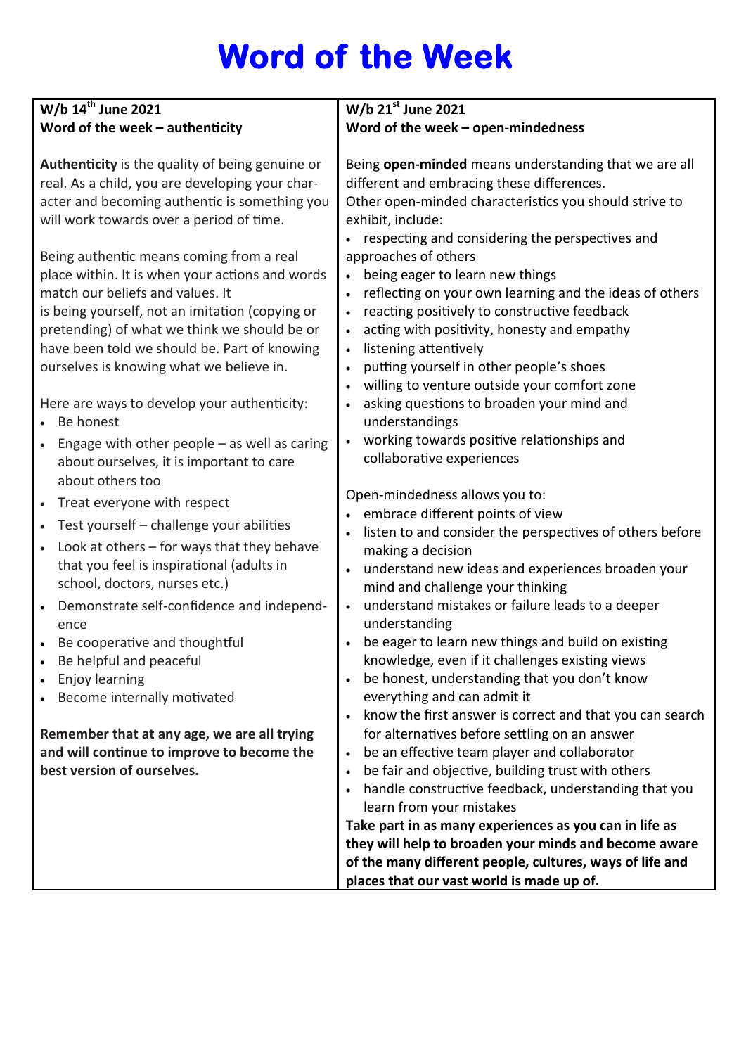# Word of the Week

**W/b 14th June 2021**
**Word of the week – authenticity**

**Authenticity** is the quality of being genuine or real. As a child, you are developing your character and becoming authentic is something you will work towards over a period of time.

Being authentic means coming from a real place within. It is when your actions and words match our beliefs and values. It is being yourself, not an imitation (copying or pretending) of what we think we should be or have been told we should be. Part of knowing ourselves is knowing what we believe in.

Here are ways to develop your authenticity:

- Be honest
- Engage with other people – as well as caring about ourselves, it is important to care about others too
- Treat everyone with respect
- Test yourself – challenge your abilities
- Look at others – for ways that they behave that you feel is inspirational (adults in school, doctors, nurses etc.)
- Demonstrate self-confidence and independence
- Be cooperative and thoughtful
- Be helpful and peaceful
- Enjoy learning
- Become internally motivated

**Remember that at any age, we are all trying and will continue to improve to become the best version of ourselves.**

**W/b 21st June 2021**
**Word of the week – open-mindedness**

Being **open-minded** means understanding that we are all different and embracing these differences.
Other open-minded characteristics you should strive to exhibit, include:

- respecting and considering the perspectives and approaches of others
- being eager to learn new things
- reflecting on your own learning and the ideas of others
- reacting positively to constructive feedback
- acting with positivity, honesty and empathy
- listening attentively
- putting yourself in other people's shoes
- willing to venture outside your comfort zone
- asking questions to broaden your mind and understandings
- working towards positive relationships and collaborative experiences

Open-mindedness allows you to:

- embrace different points of view
- listen to and consider the perspectives of others before making a decision
- understand new ideas and experiences broaden your mind and challenge your thinking
- understand mistakes or failure leads to a deeper understanding
- be eager to learn new things and build on existing knowledge, even if it challenges existing views
- be honest, understanding that you don't know everything and can admit it
- know the first answer is correct and that you can search for alternatives before settling on an answer
- be an effective team player and collaborator
- be fair and objective, building trust with others
- handle constructive feedback, understanding that you learn from your mistakes

**Take part in as many experiences as you can in life as they will help to broaden your minds and become aware of the many different people, cultures, ways of life and places that our vast world is made up of.**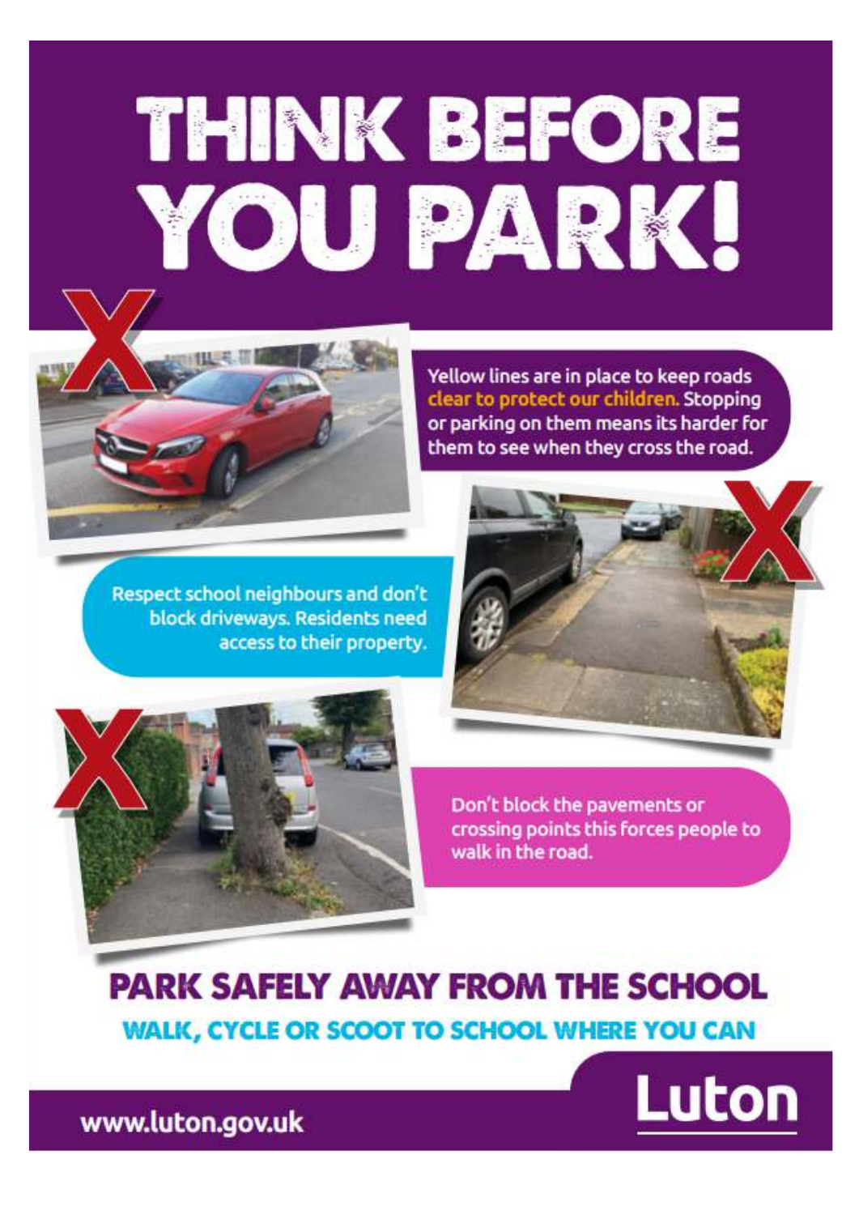# THINK BEFORE YOU PARK!

Yellow lines are in place to keep roads **clear to protect our children.** Stopping or parking on them means its harder for them to see when they cross the road.

Respect school neighbours and don't block driveways. Residents need access to their property.

Don't block the pavements or crossing points this forces people to walk in the road.

## PARK SAFELY AWAY FROM THE SCHOOL

### WALK, CYCLE OR SCOOT TO SCHOOL WHERE YOU CAN

www.luton.gov.uk

Luton